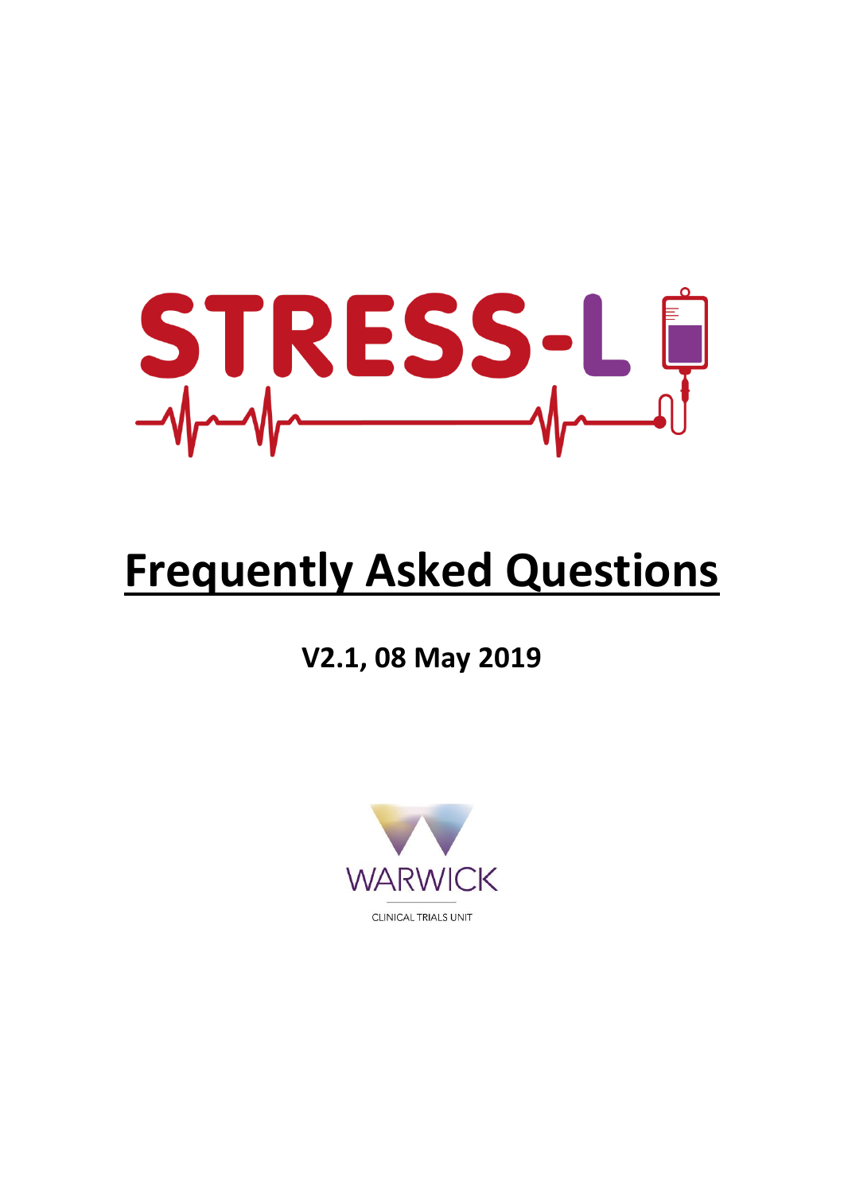# STRESS-L

# Frequently Asked Questions

## V2.1, 08 May 2019

WARWICK

CLINICAL TRIALS UNIT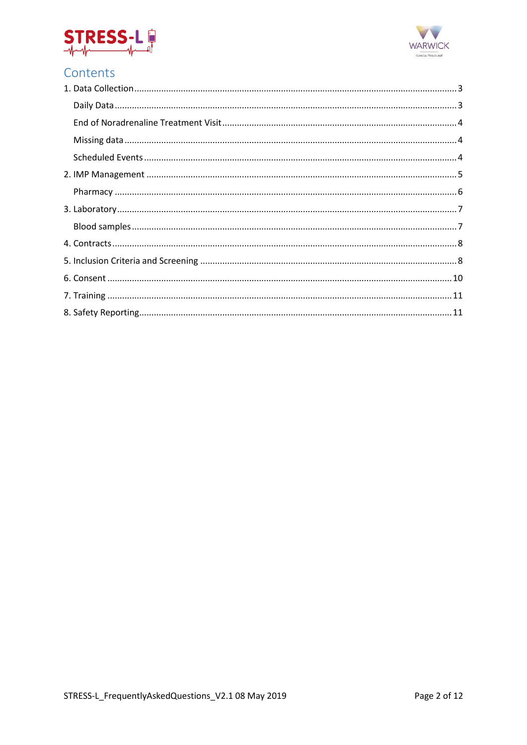# Contents

1. Data Collection .................................................... 3
   - Daily Data .................................................... 3
   - End of Noradrenaline Treatment Visit .................................................... 4
   - Missing data .................................................... 4
   - Scheduled Events .................................................... 4
2. IMP Management .................................................... 5
   - Pharmacy .................................................... 6
3. Laboratory .................................................... 7
   - Blood samples .................................................... 7
4. Contracts .................................................... 8
5. Inclusion Criteria and Screening .................................................... 8
6. Consent .................................................... 10
7. Training .................................................... 11
8. Safety Reporting .................................................... 11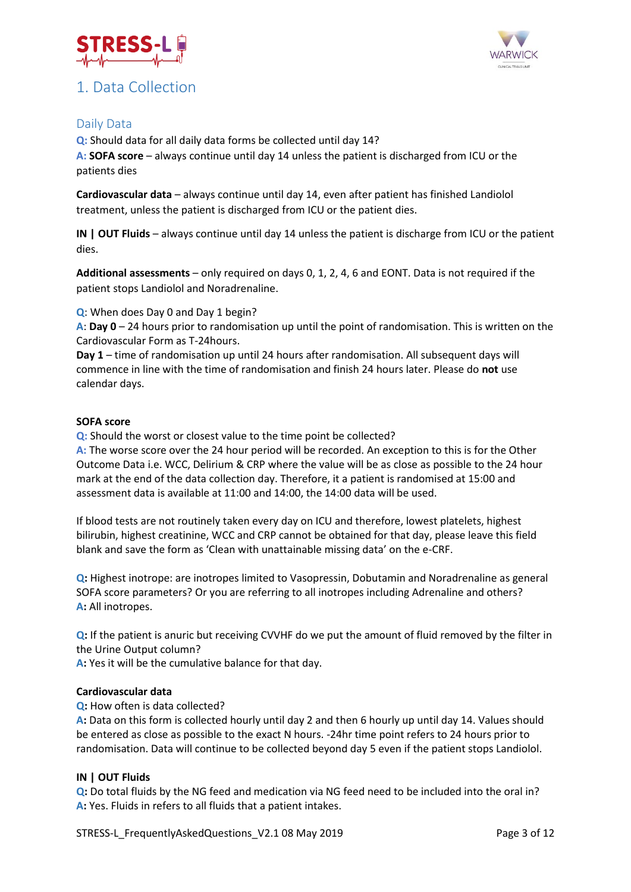# 1. Data Collection

## Daily Data

**Q:** Should data for all daily data forms be collected until day 14?

**A:** **SOFA score** – always continue until day 14 unless the patient is discharged from ICU or the patients dies

**Cardiovascular data** – always continue until day 14, even after patient has finished Landiolol treatment, unless the patient is discharged from ICU or the patient dies.

**IN | OUT Fluids** – always continue until day 14 unless the patient is discharge from ICU or the patient dies.

**Additional assessments** – only required on days 0, 1, 2, 4, 6 and EONT. Data is not required if the patient stops Landiolol and Noradrenaline.

**Q**: When does Day 0 and Day 1 begin?

**A**: **Day 0** – 24 hours prior to randomisation up until the point of randomisation. This is written on the Cardiovascular Form as T-24hours.

**Day 1** – time of randomisation up until 24 hours after randomisation. All subsequent days will commence in line with the time of randomisation and finish 24 hours later. Please do **not** use calendar days.

### SOFA score

**Q:** Should the worst or closest value to the time point be collected?

**A:** The worse score over the 24 hour period will be recorded. An exception to this is for the Other Outcome Data i.e. WCC, Delirium & CRP where the value will be as close as possible to the 24 hour mark at the end of the data collection day. Therefore, it a patient is randomised at 15:00 and assessment data is available at 11:00 and 14:00, the 14:00 data will be used.

If blood tests are not routinely taken every day on ICU and therefore, lowest platelets, highest bilirubin, highest creatinine, WCC and CRP cannot be obtained for that day, please leave this field blank and save the form as 'Clean with unattainable missing data' on the e-CRF.

**Q:** Highest inotrope: are inotropes limited to Vasopressin, Dobutamin and Noradrenaline as general SOFA score parameters? Or you are referring to all inotropes including Adrenaline and others?

**A:** All inotropes.

**Q:** If the patient is anuric but receiving CVVHF do we put the amount of fluid removed by the filter in the Urine Output column?

**A:** Yes it will be the cumulative balance for that day.

### Cardiovascular data

**Q:** How often is data collected?

**A:** Data on this form is collected hourly until day 2 and then 6 hourly up until day 14. Values should be entered as close as possible to the exact N hours. -24hr time point refers to 24 hours prior to randomisation. Data will continue to be collected beyond day 5 even if the patient stops Landiolol.

### IN | OUT Fluids

**Q:** Do total fluids by the NG feed and medication via NG feed need to be included into the oral in?

**A:** Yes. Fluids in refers to all fluids that a patient intakes.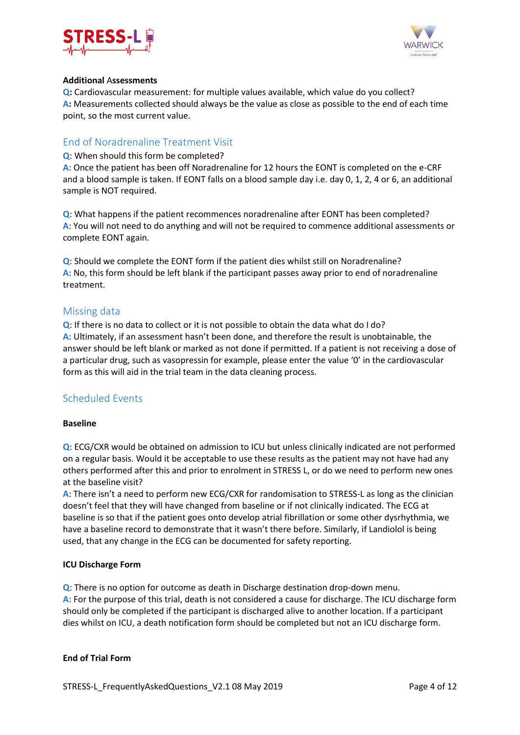**Additional Assessments**

**Q:** Cardiovascular measurement: for multiple values available, which value do you collect?
**A:** Measurements collected should always be the value as close as possible to the end of each time point, so the most current value.

## End of Noradrenaline Treatment Visit

**Q**: When should this form be completed?
**A**: Once the patient has been off Noradrenaline for 12 hours the EONT is completed on the e-CRF and a blood sample is taken. If EONT falls on a blood sample day i.e. day 0, 1, 2, 4 or 6, an additional sample is NOT required.

**Q**: What happens if the patient recommences noradrenaline after EONT has been completed?
**A**: You will not need to do anything and will not be required to commence additional assessments or complete EONT again.

**Q**: Should we complete the EONT form if the patient dies whilst still on Noradrenaline?
**A**: No, this form should be left blank if the participant passes away prior to end of noradrenaline treatment.

## Missing data

**Q**: If there is no data to collect or it is not possible to obtain the data what do I do?
**A**: Ultimately, if an assessment hasn't been done, and therefore the result is unobtainable, the answer should be left blank or marked as not done if permitted. If a patient is not receiving a dose of a particular drug, such as vasopressin for example, please enter the value '0' in the cardiovascular form as this will aid in the trial team in the data cleaning process.

## Scheduled Events

**Baseline**

**Q**: ECG/CXR would be obtained on admission to ICU but unless clinically indicated are not performed on a regular basis. Would it be acceptable to use these results as the patient may not have had any others performed after this and prior to enrolment in STRESS L, or do we need to perform new ones at the baseline visit?
**A**: There isn't a need to perform new ECG/CXR for randomisation to STRESS-L as long as the clinician doesn't feel that they will have changed from baseline or if not clinically indicated. The ECG at baseline is so that if the patient goes onto develop atrial fibrillation or some other dysrhythmia, we have a baseline record to demonstrate that it wasn't there before. Similarly, if Landiolol is being used, that any change in the ECG can be documented for safety reporting.

**ICU Discharge Form**

**Q**: There is no option for outcome as death in Discharge destination drop-down menu.
**A:** For the purpose of this trial, death is not considered a cause for discharge. The ICU discharge form should only be completed if the participant is discharged alive to another location. If a participant dies whilst on ICU, a death notification form should be completed but not an ICU discharge form.

**End of Trial Form**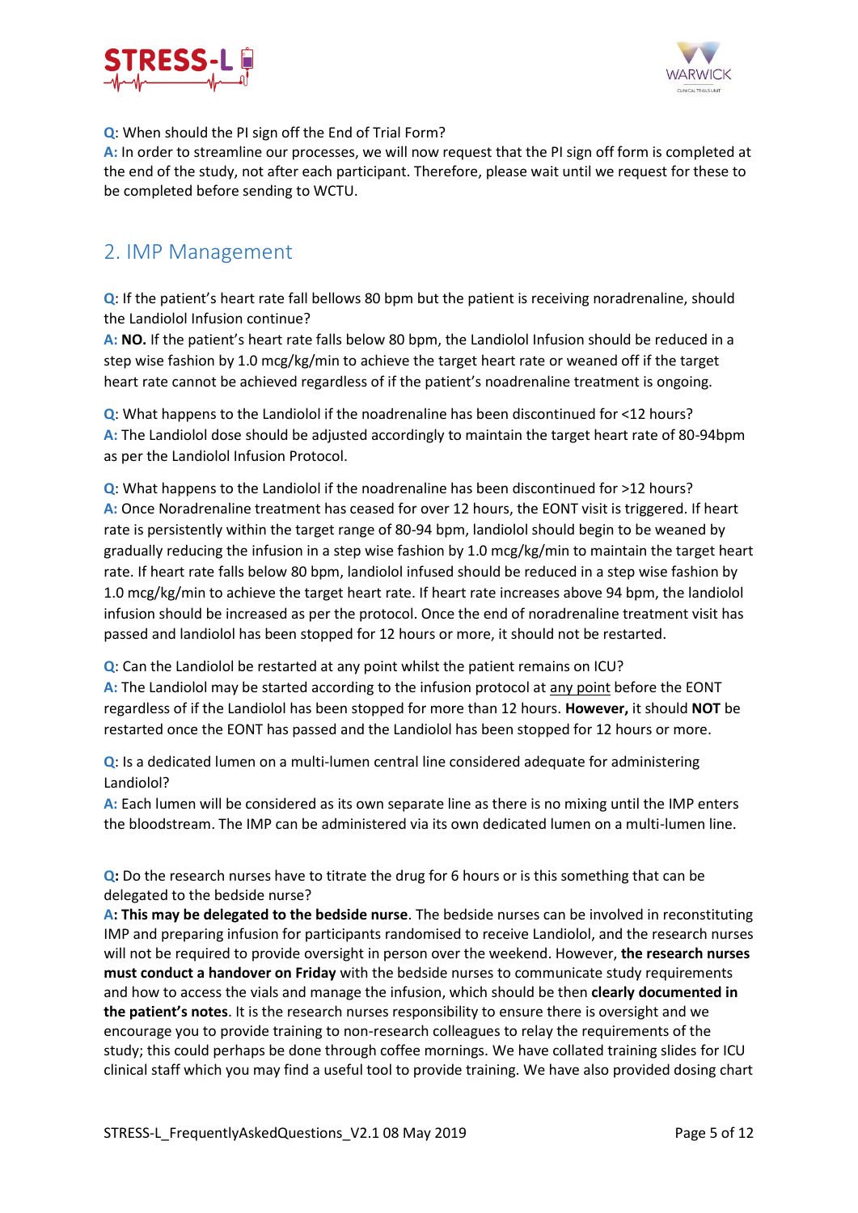**Q**: When should the PI sign off the End of Trial Form?
**A:** In order to streamline our processes, we will now request that the PI sign off form is completed at the end of the study, not after each participant. Therefore, please wait until we request for these to be completed before sending to WCTU.

## 2. IMP Management

**Q**: If the patient's heart rate fall bellows 80 bpm but the patient is receiving noradrenaline, should the Landiolol Infusion continue?
**A: NO.** If the patient's heart rate falls below 80 bpm, the Landiolol Infusion should be reduced in a step wise fashion by 1.0 mcg/kg/min to achieve the target heart rate or weaned off if the target heart rate cannot be achieved regardless of if the patient's noadrenaline treatment is ongoing.

**Q**: What happens to the Landiolol if the noadrenaline has been discontinued for <12 hours?
**A:** The Landiolol dose should be adjusted accordingly to maintain the target heart rate of 80-94bpm as per the Landiolol Infusion Protocol.

**Q**: What happens to the Landiolol if the noadrenaline has been discontinued for >12 hours?
**A:** Once Noradrenaline treatment has ceased for over 12 hours, the EONT visit is triggered. If heart rate is persistently within the target range of 80-94 bpm, landiolol should begin to be weaned by gradually reducing the infusion in a step wise fashion by 1.0 mcg/kg/min to maintain the target heart rate. If heart rate falls below 80 bpm, landiolol infused should be reduced in a step wise fashion by 1.0 mcg/kg/min to achieve the target heart rate. If heart rate increases above 94 bpm, the landiolol infusion should be increased as per the protocol. Once the end of noradrenaline treatment visit has passed and landiolol has been stopped for 12 hours or more, it should not be restarted.

**Q**: Can the Landiolol be restarted at any point whilst the patient remains on ICU?
**A:** The Landiolol may be started according to the infusion protocol at any point before the EONT regardless of if the Landiolol has been stopped for more than 12 hours. **However,** it should **NOT** be restarted once the EONT has passed and the Landiolol has been stopped for 12 hours or more.

**Q**: Is a dedicated lumen on a multi-lumen central line considered adequate for administering Landiolol?
**A:** Each lumen will be considered as its own separate line as there is no mixing until the IMP enters the bloodstream. The IMP can be administered via its own dedicated lumen on a multi-lumen line.

**Q:** Do the research nurses have to titrate the drug for 6 hours or is this something that can be delegated to the bedside nurse?
**A: This may be delegated to the bedside nurse**. The bedside nurses can be involved in reconstituting IMP and preparing infusion for participants randomised to receive Landiolol, and the research nurses will not be required to provide oversight in person over the weekend. However, **the research nurses must conduct a handover on Friday** with the bedside nurses to communicate study requirements and how to access the vials and manage the infusion, which should be then **clearly documented in the patient's notes**. It is the research nurses responsibility to ensure there is oversight and we encourage you to provide training to non-research colleagues to relay the requirements of the study; this could perhaps be done through coffee mornings. We have collated training slides for ICU clinical staff which you may find a useful tool to provide training. We have also provided dosing chart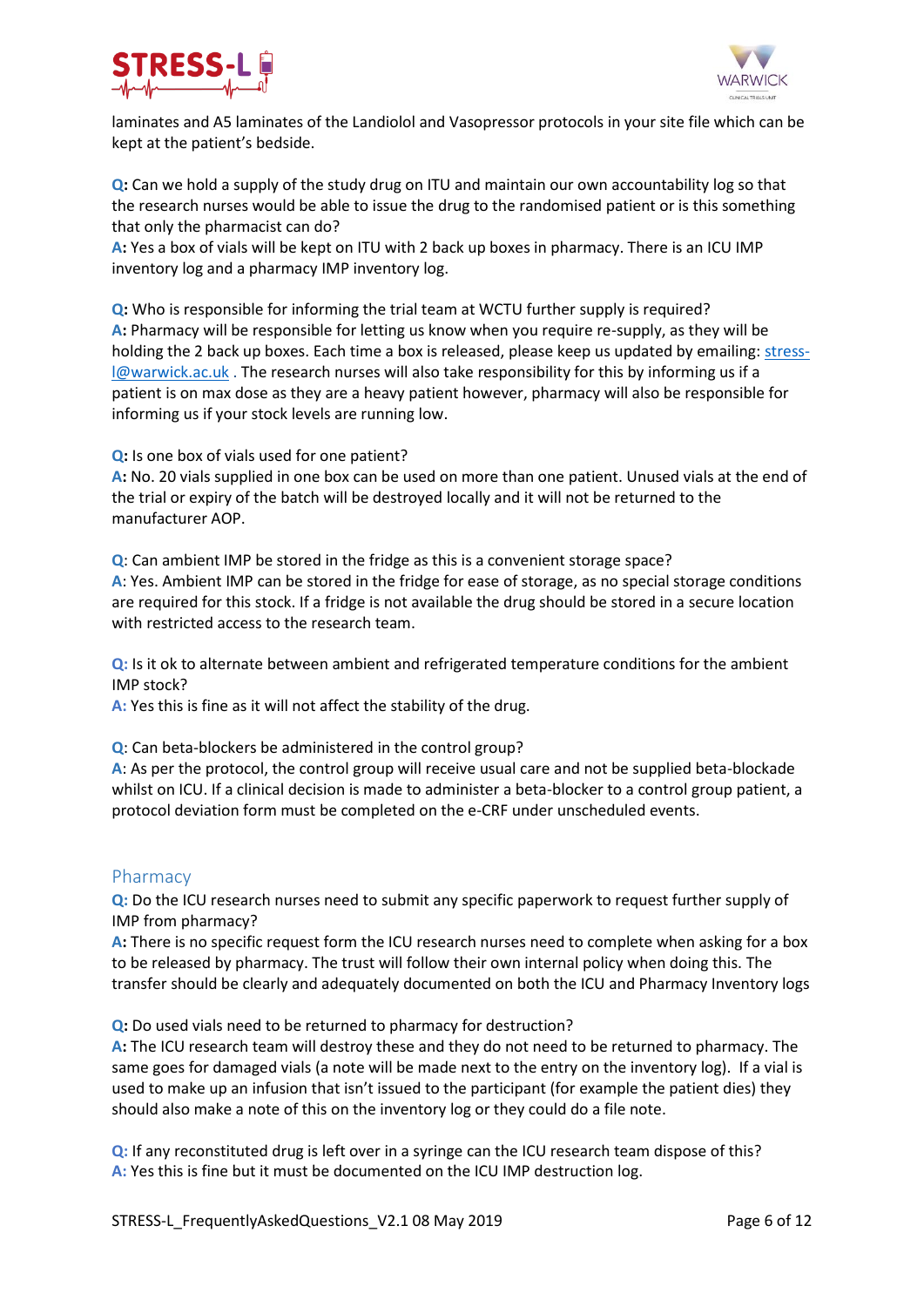laminates and A5 laminates of the Landiolol and Vasopressor protocols in your site file which can be kept at the patient's bedside.

**Q:** Can we hold a supply of the study drug on ITU and maintain our own accountability log so that the research nurses would be able to issue the drug to the randomised patient or is this something that only the pharmacist can do?
**A:** Yes a box of vials will be kept on ITU with 2 back up boxes in pharmacy. There is an ICU IMP inventory log and a pharmacy IMP inventory log.

**Q:** Who is responsible for informing the trial team at WCTU further supply is required?
**A:** Pharmacy will be responsible for letting us know when you require re-supply, as they will be holding the 2 back up boxes. Each time a box is released, please keep us updated by emailing: [stress-l@warwick.ac.uk](mailto:stress-l@warwick.ac.uk) . The research nurses will also take responsibility for this by informing us if a patient is on max dose as they are a heavy patient however, pharmacy will also be responsible for informing us if your stock levels are running low.

**Q:** Is one box of vials used for one patient?
**A:** No. 20 vials supplied in one box can be used on more than one patient. Unused vials at the end of the trial or expiry of the batch will be destroyed locally and it will not be returned to the manufacturer AOP.

**Q**: Can ambient IMP be stored in the fridge as this is a convenient storage space?
**A**: Yes. Ambient IMP can be stored in the fridge for ease of storage, as no special storage conditions are required for this stock. If a fridge is not available the drug should be stored in a secure location with restricted access to the research team.

**Q:** Is it ok to alternate between ambient and refrigerated temperature conditions for the ambient IMP stock?
**A:** Yes this is fine as it will not affect the stability of the drug.

**Q**: Can beta-blockers be administered in the control group?
**A**: As per the protocol, the control group will receive usual care and not be supplied beta-blockade whilst on ICU. If a clinical decision is made to administer a beta-blocker to a control group patient, a protocol deviation form must be completed on the e-CRF under unscheduled events.

## Pharmacy

**Q:** Do the ICU research nurses need to submit any specific paperwork to request further supply of IMP from pharmacy?
**A:** There is no specific request form the ICU research nurses need to complete when asking for a box to be released by pharmacy. The trust will follow their own internal policy when doing this. The transfer should be clearly and adequately documented on both the ICU and Pharmacy Inventory logs

**Q:** Do used vials need to be returned to pharmacy for destruction?
**A:** The ICU research team will destroy these and they do not need to be returned to pharmacy. The same goes for damaged vials (a note will be made next to the entry on the inventory log). If a vial is used to make up an infusion that isn't issued to the participant (for example the patient dies) they should also make a note of this on the inventory log or they could do a file note.

**Q:** If any reconstituted drug is left over in a syringe can the ICU research team dispose of this?
**A:** Yes this is fine but it must be documented on the ICU IMP destruction log.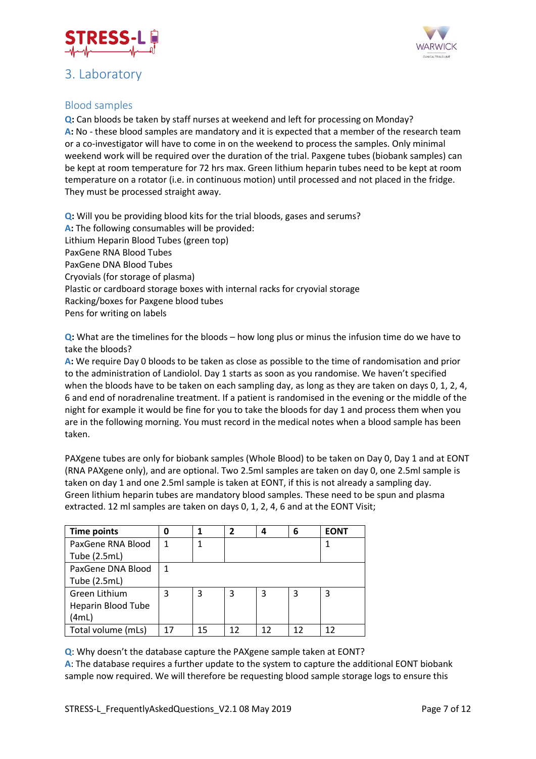## 3. Laboratory

### Blood samples

**Q:** Can bloods be taken by staff nurses at weekend and left for processing on Monday?
**A:** No - these blood samples are mandatory and it is expected that a member of the research team or a co-investigator will have to come in on the weekend to process the samples. Only minimal weekend work will be required over the duration of the trial. Paxgene tubes (biobank samples) can be kept at room temperature for 72 hrs max. Green lithium heparin tubes need to be kept at room temperature on a rotator (i.e. in continuous motion) until processed and not placed in the fridge. They must be processed straight away.

**Q:** Will you be providing blood kits for the trial bloods, gases and serums?
**A:** The following consumables will be provided:
Lithium Heparin Blood Tubes (green top)
PaxGene RNA Blood Tubes
PaxGene DNA Blood Tubes
Cryovials (for storage of plasma)
Plastic or cardboard storage boxes with internal racks for cryovial storage
Racking/boxes for Paxgene blood tubes
Pens for writing on labels

**Q:** What are the timelines for the bloods – how long plus or minus the infusion time do we have to take the bloods?
**A:** We require Day 0 bloods to be taken as close as possible to the time of randomisation and prior to the administration of Landiolol. Day 1 starts as soon as you randomise. We haven't specified when the bloods have to be taken on each sampling day, as long as they are taken on days 0, 1, 2, 4, 6 and end of noradrenaline treatment. If a patient is randomised in the evening or the middle of the night for example it would be fine for you to take the bloods for day 1 and process them when you are in the following morning. You must record in the medical notes when a blood sample has been taken.

PAXgene tubes are only for biobank samples (Whole Blood) to be taken on Day 0, Day 1 and at EONT (RNA PAXgene only), and are optional. Two 2.5ml samples are taken on day 0, one 2.5ml sample is taken on day 1 and one 2.5ml sample is taken at EONT, if this is not already a sampling day.
Green lithium heparin tubes are mandatory blood samples. These need to be spun and plasma extracted. 12 ml samples are taken on days 0, 1, 2, 4, 6 and at the EONT Visit;

| Time points | 0 | 1 | 2 | 4 | 6 | EONT |
|---|---|---|---|---|---|---|
| PaxGene RNA Blood Tube (2.5mL) | 1 | 1 | | | | 1 |
| PaxGene DNA Blood Tube (2.5mL) | 1 | | | | | |
| Green Lithium Heparin Blood Tube (4mL) | 3 | 3 | 3 | 3 | 3 | 3 |
| Total volume (mLs) | 17 | 15 | 12 | 12 | 12 | 12 |

**Q**: Why doesn't the database capture the PAXgene sample taken at EONT?
**A**: The database requires a further update to the system to capture the additional EONT biobank sample now required. We will therefore be requesting blood sample storage logs to ensure this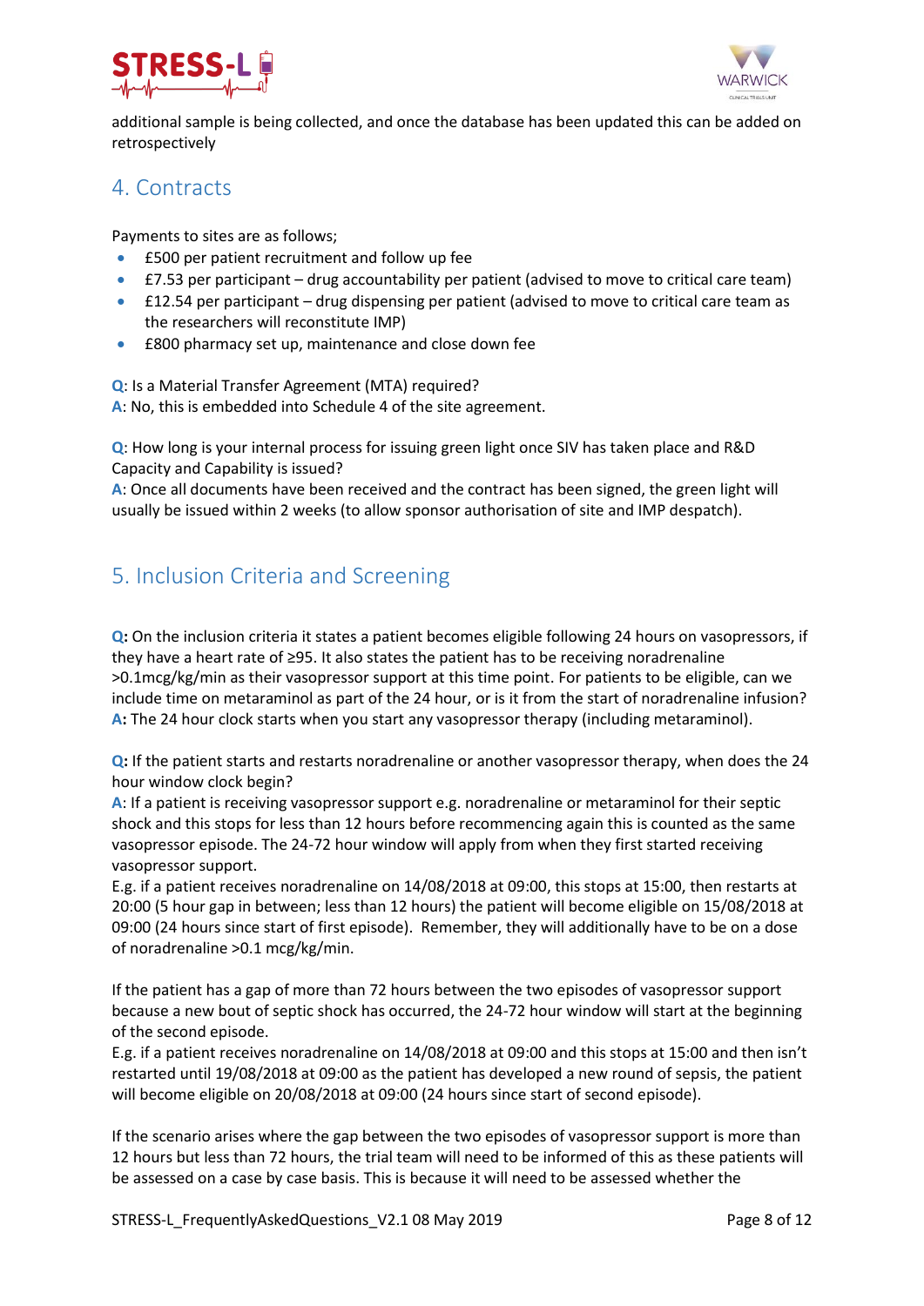additional sample is being collected, and once the database has been updated this can be added on retrospectively

## 4. Contracts

Payments to sites are as follows;

- £500 per patient recruitment and follow up fee
- £7.53 per participant – drug accountability per patient (advised to move to critical care team)
- £12.54 per participant – drug dispensing per patient (advised to move to critical care team as the researchers will reconstitute IMP)
- £800 pharmacy set up, maintenance and close down fee

**Q**: Is a Material Transfer Agreement (MTA) required?
**A**: No, this is embedded into Schedule 4 of the site agreement.

**Q**: How long is your internal process for issuing green light once SIV has taken place and R&D Capacity and Capability is issued?
**A**: Once all documents have been received and the contract has been signed, the green light will usually be issued within 2 weeks (to allow sponsor authorisation of site and IMP despatch).

## 5. Inclusion Criteria and Screening

**Q:** On the inclusion criteria it states a patient becomes eligible following 24 hours on vasopressors, if they have a heart rate of ≥95. It also states the patient has to be receiving noradrenaline >0.1mcg/kg/min as their vasopressor support at this time point. For patients to be eligible, can we include time on metaraminol as part of the 24 hour, or is it from the start of noradrenaline infusion?
**A:** The 24 hour clock starts when you start any vasopressor therapy (including metaraminol).

**Q:** If the patient starts and restarts noradrenaline or another vasopressor therapy, when does the 24 hour window clock begin?
**A**: If a patient is receiving vasopressor support e.g. noradrenaline or metaraminol for their septic shock and this stops for less than 12 hours before recommencing again this is counted as the same vasopressor episode. The 24-72 hour window will apply from when they first started receiving vasopressor support.
E.g. if a patient receives noradrenaline on 14/08/2018 at 09:00, this stops at 15:00, then restarts at 20:00 (5 hour gap in between; less than 12 hours) the patient will become eligible on 15/08/2018 at 09:00 (24 hours since start of first episode). Remember, they will additionally have to be on a dose of noradrenaline >0.1 mcg/kg/min.

If the patient has a gap of more than 72 hours between the two episodes of vasopressor support because a new bout of septic shock has occurred, the 24-72 hour window will start at the beginning of the second episode.
E.g. if a patient receives noradrenaline on 14/08/2018 at 09:00 and this stops at 15:00 and then isn't restarted until 19/08/2018 at 09:00 as the patient has developed a new round of sepsis, the patient will become eligible on 20/08/2018 at 09:00 (24 hours since start of second episode).

If the scenario arises where the gap between the two episodes of vasopressor support is more than 12 hours but less than 72 hours, the trial team will need to be informed of this as these patients will be assessed on a case by case basis. This is because it will need to be assessed whether the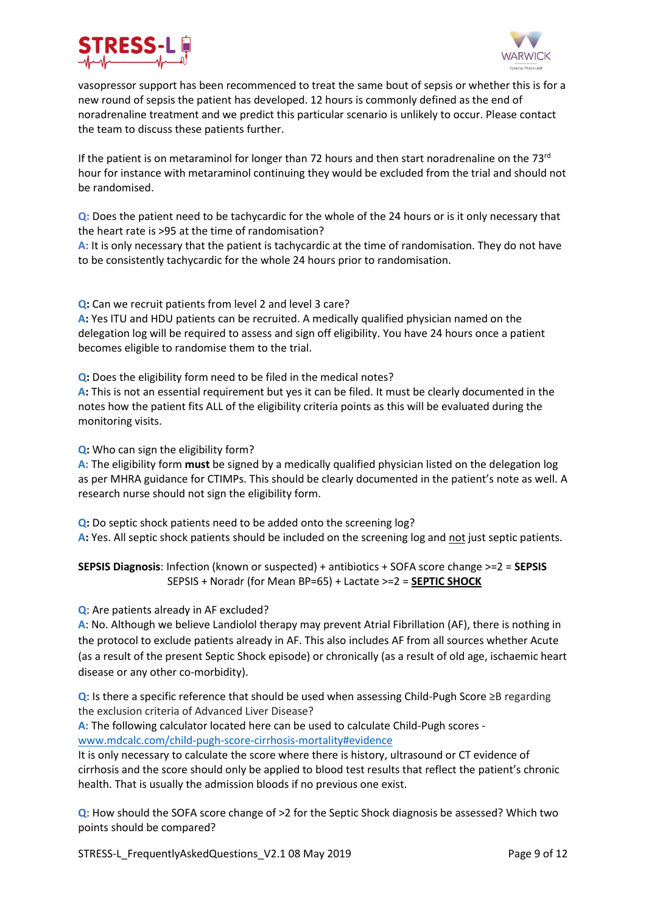vasopressor support has been recommenced to treat the same bout of sepsis or whether this is for a new round of sepsis the patient has developed. 12 hours is commonly defined as the end of noradrenaline treatment and we predict this particular scenario is unlikely to occur. Please contact the team to discuss these patients further.

If the patient is on metaraminol for longer than 72 hours and then start noradrenaline on the 73rd hour for instance with metaraminol continuing they would be excluded from the trial and should not be randomised.

**Q:** Does the patient need to be tachycardic for the whole of the 24 hours or is it only necessary that the heart rate is >95 at the time of randomisation?
**A:** It is only necessary that the patient is tachycardic at the time of randomisation. They do not have to be consistently tachycardic for the whole 24 hours prior to randomisation.

**Q:** Can we recruit patients from level 2 and level 3 care?
**A:** Yes ITU and HDU patients can be recruited. A medically qualified physician named on the delegation log will be required to assess and sign off eligibility. You have 24 hours once a patient becomes eligible to randomise them to the trial.

**Q:** Does the eligibility form need to be filed in the medical notes?
**A:** This is not an essential requirement but yes it can be filed. It must be clearly documented in the notes how the patient fits ALL of the eligibility criteria points as this will be evaluated during the monitoring visits.

**Q:** Who can sign the eligibility form?
**A:** The eligibility form **must** be signed by a medically qualified physician listed on the delegation log as per MHRA guidance for CTIMPs. This should be clearly documented in the patient's note as well. A research nurse should not sign the eligibility form.

**Q:** Do septic shock patients need to be added onto the screening log?
**A:** Yes. All septic shock patients should be included on the screening log and not just septic patients.

**SEPSIS Diagnosis**: Infection (known or suspected) + antibiotics + SOFA score change >=2 = **SEPSIS**
SEPSIS + Noradr (for Mean BP=65) + Lactate >=2 = **SEPTIC SHOCK**

**Q**: Are patients already in AF excluded?
**A**: No. Although we believe Landiolol therapy may prevent Atrial Fibrillation (AF), there is nothing in the protocol to exclude patients already in AF. This also includes AF from all sources whether Acute (as a result of the present Septic Shock episode) or chronically (as a result of old age, ischaemic heart disease or any other co-morbidity).

**Q**: Is there a specific reference that should be used when assessing Child-Pugh Score ≥B regarding the exclusion criteria of Advanced Liver Disease?
**A:** The following calculator located here can be used to calculate Child-Pugh scores - [www.mdcalc.com/child-pugh-score-cirrhosis-mortality#evidence](www.mdcalc.com/child-pugh-score-cirrhosis-mortality#evidence)
It is only necessary to calculate the score where there is history, ultrasound or CT evidence of cirrhosis and the score should only be applied to blood test results that reflect the patient's chronic health. That is usually the admission bloods if no previous one exist.

**Q**: How should the SOFA score change of >2 for the Septic Shock diagnosis be assessed? Which two points should be compared?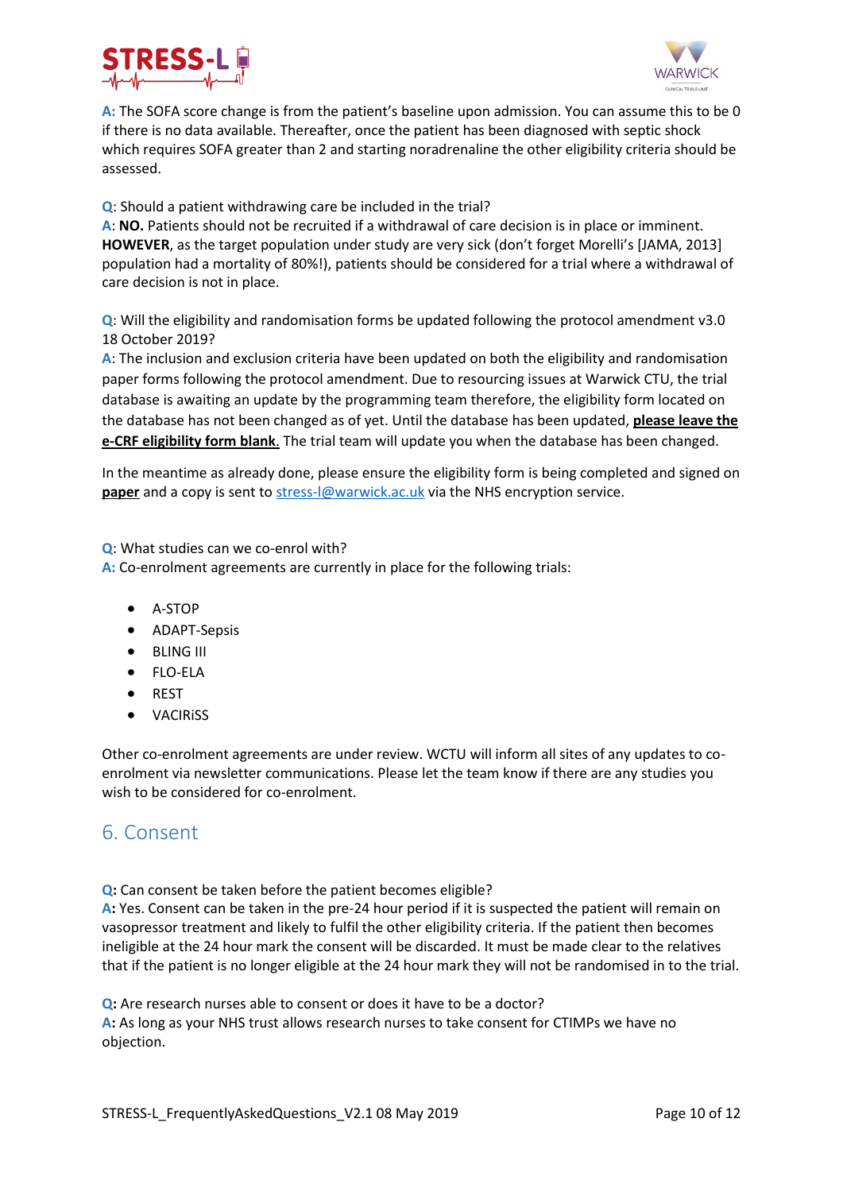**A:** The SOFA score change is from the patient's baseline upon admission. You can assume this to be 0 if there is no data available. Thereafter, once the patient has been diagnosed with septic shock which requires SOFA greater than 2 and starting noradrenaline the other eligibility criteria should be assessed.

**Q**: Should a patient withdrawing care be included in the trial?
**A**: **NO.** Patients should not be recruited if a withdrawal of care decision is in place or imminent. **HOWEVER**, as the target population under study are very sick (don't forget Morelli's [JAMA, 2013] population had a mortality of 80%!), patients should be considered for a trial where a withdrawal of care decision is not in place.

**Q**: Will the eligibility and randomisation forms be updated following the protocol amendment v3.0 18 October 2019?
**A**: The inclusion and exclusion criteria have been updated on both the eligibility and randomisation paper forms following the protocol amendment. Due to resourcing issues at Warwick CTU, the trial database is awaiting an update by the programming team therefore, the eligibility form located on the database has not been changed as of yet. Until the database has been updated, **please leave the e-CRF eligibility form blank.** The trial team will update you when the database has been changed.

In the meantime as already done, please ensure the eligibility form is being completed and signed on **paper** and a copy is sent to stress-l@warwick.ac.uk via the NHS encryption service.

**Q**: What studies can we co-enrol with?
**A:** Co-enrolment agreements are currently in place for the following trials:

- A-STOP
- ADAPT-Sepsis
- BLING III
- FLO-ELA
- REST
- VACIRiSS

Other co-enrolment agreements are under review. WCTU will inform all sites of any updates to co-enrolment via newsletter communications. Please let the team know if there are any studies you wish to be considered for co-enrolment.

## 6. Consent

**Q:** Can consent be taken before the patient becomes eligible?
**A:** Yes. Consent can be taken in the pre-24 hour period if it is suspected the patient will remain on vasopressor treatment and likely to fulfil the other eligibility criteria. If the patient then becomes ineligible at the 24 hour mark the consent will be discarded. It must be made clear to the relatives that if the patient is no longer eligible at the 24 hour mark they will not be randomised in to the trial.

**Q:** Are research nurses able to consent or does it have to be a doctor?
**A:** As long as your NHS trust allows research nurses to take consent for CTIMPs we have no objection.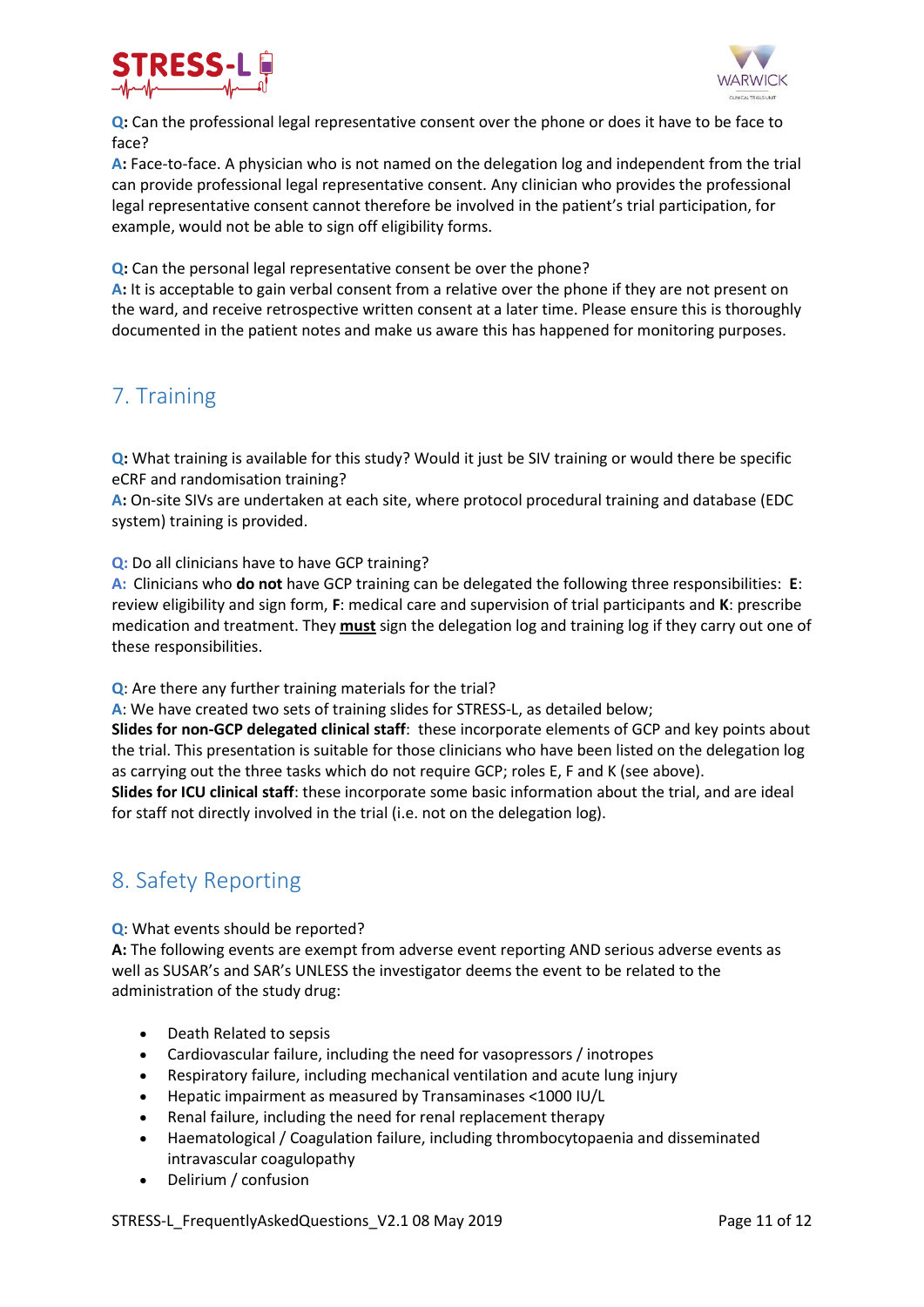**Q:** Can the professional legal representative consent over the phone or does it have to be face to face?
**A:** Face-to-face. A physician who is not named on the delegation log and independent from the trial can provide professional legal representative consent. Any clinician who provides the professional legal representative consent cannot therefore be involved in the patient's trial participation, for example, would not be able to sign off eligibility forms.

**Q:** Can the personal legal representative consent be over the phone?
**A:** It is acceptable to gain verbal consent from a relative over the phone if they are not present on the ward, and receive retrospective written consent at a later time. Please ensure this is thoroughly documented in the patient notes and make us aware this has happened for monitoring purposes.

## 7. Training

**Q:** What training is available for this study? Would it just be SIV training or would there be specific eCRF and randomisation training?
**A:** On-site SIVs are undertaken at each site, where protocol procedural training and database (EDC system) training is provided.

**Q:** Do all clinicians have to have GCP training?
**A:** Clinicians who **do not** have GCP training can be delegated the following three responsibilities: **E**: review eligibility and sign form, **F**: medical care and supervision of trial participants and **K**: prescribe medication and treatment. They **<u>must</u>** sign the delegation log and training log if they carry out one of these responsibilities.

**Q**: Are there any further training materials for the trial?
**A**: We have created two sets of training slides for STRESS-L, as detailed below;
**Slides for non-GCP delegated clinical staff**: these incorporate elements of GCP and key points about the trial. This presentation is suitable for those clinicians who have been listed on the delegation log as carrying out the three tasks which do not require GCP; roles E, F and K (see above).
**Slides for ICU clinical staff**: these incorporate some basic information about the trial, and are ideal for staff not directly involved in the trial (i.e. not on the delegation log).

## 8. Safety Reporting

**Q**: What events should be reported?
**A:** The following events are exempt from adverse event reporting AND serious adverse events as well as SUSAR's and SAR's UNLESS the investigator deems the event to be related to the administration of the study drug:

- Death Related to sepsis
- Cardiovascular failure, including the need for vasopressors / inotropes
- Respiratory failure, including mechanical ventilation and acute lung injury
- Hepatic impairment as measured by Transaminases <1000 IU/L
- Renal failure, including the need for renal replacement therapy
- Haematological / Coagulation failure, including thrombocytopaenia and disseminated intravascular coagulopathy
- Delirium / confusion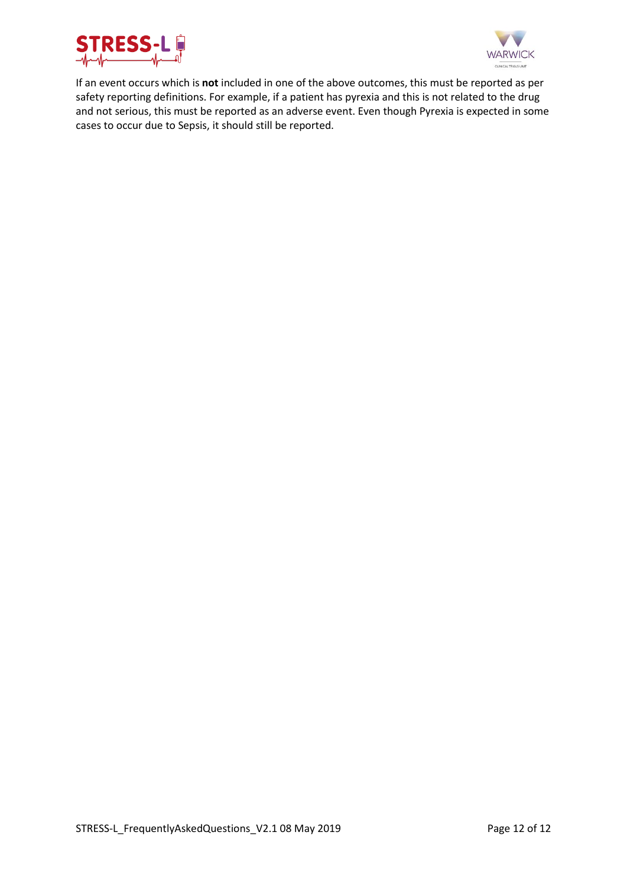If an event occurs which is **not** included in one of the above outcomes, this must be reported as per safety reporting definitions. For example, if a patient has pyrexia and this is not related to the drug and not serious, this must be reported as an adverse event. Even though Pyrexia is expected in some cases to occur due to Sepsis, it should still be reported.